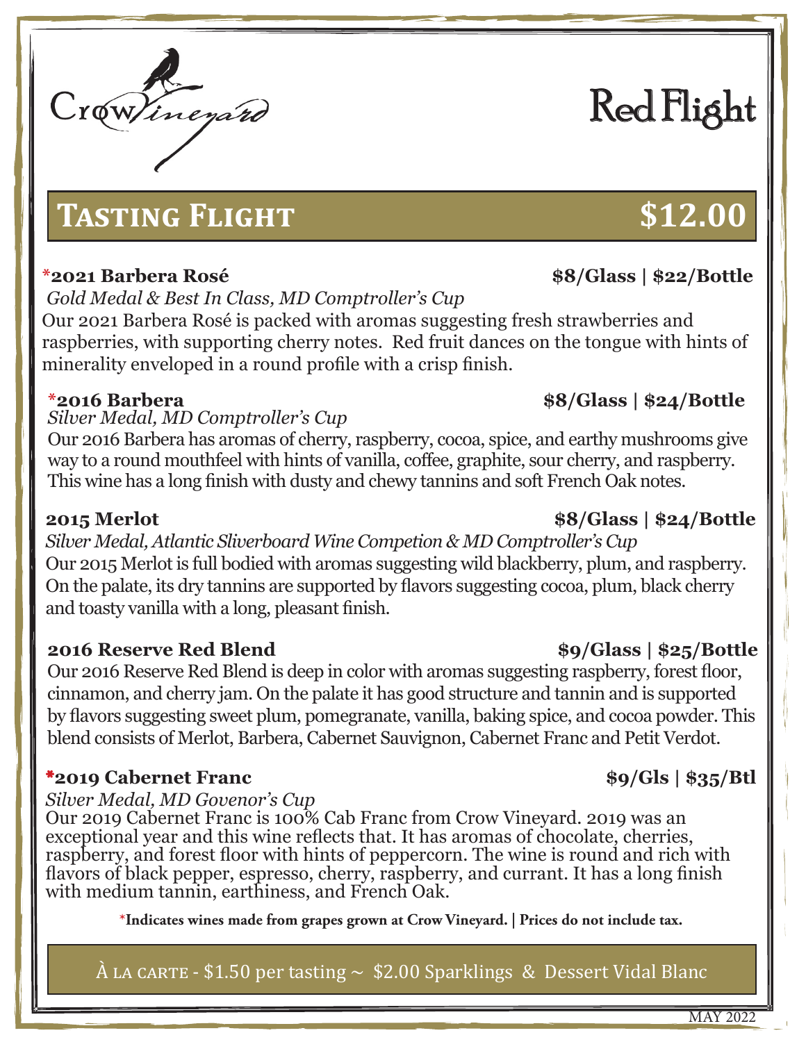Crow Vineyard

# Red Flight

## Tasting Flight $12.00

**\*2021 Barbera Rosé** **$8/Glass | $22/Bottle**

*Gold Medal & Best In Class, MD Comptroller's Cup*

Our 2021 Barbera Rosé is packed with aromas suggesting fresh strawberries and raspberries, with supporting cherry notes. Red fruit dances on the tongue with hints of minerality enveloped in a round profile with a crisp finish.

**\*2016 Barbera** **$8/Glass | $24/Bottle**

*Silver Medal, MD Comptroller's Cup*

Our 2016 Barbera has aromas of cherry, raspberry, cocoa, spice, and earthy mushrooms give way to a round mouthfeel with hints of vanilla, coffee, graphite, sour cherry, and raspberry. This wine has a long finish with dusty and chewy tannins and soft French Oak notes.

**2015 Merlot** **$8/Glass | $24/Bottle**

*Silver Medal, Atlantic Sliverboard Wine Competion & MD Comptroller's Cup*

Our 2015 Merlot is full bodied with aromas suggesting wild blackberry, plum, and raspberry. On the palate, its dry tannins are supported by flavors suggesting cocoa, plum, black cherry and toasty vanilla with a long, pleasant finish.

**2016 Reserve Red Blend** **$9/Glass | $25/Bottle**

Our 2016 Reserve Red Blend is deep in color with aromas suggesting raspberry, forest floor, cinnamon, and cherry jam. On the palate it has good structure and tannin and is supported by flavors suggesting sweet plum, pomegranate, vanilla, baking spice, and cocoa powder. This blend consists of Merlot, Barbera, Cabernet Sauvignon, Cabernet Franc and Petit Verdot.

**\*2019 Cabernet Franc** **$9/Gls | $35/Btl**

*Silver Medal, MD Govenor's Cup*

Our 2019 Cabernet Franc is 100% Cab Franc from Crow Vineyard. 2019 was an exceptional year and this wine reflects that. It has aromas of chocolate, cherries, raspberry, and forest floor with hints of peppercorn. The wine is round and rich with flavors of black pepper, espresso, cherry, raspberry, and currant. It has a long finish with medium tannin, earthiness, and French Oak.

**\*Indicates wines made from grapes grown at Crow Vineyard. | Prices do not include tax.**

À LA CARTE - $1.50 per tasting ~ $2.00 Sparklings & Dessert Vidal Blanc

MAY 2022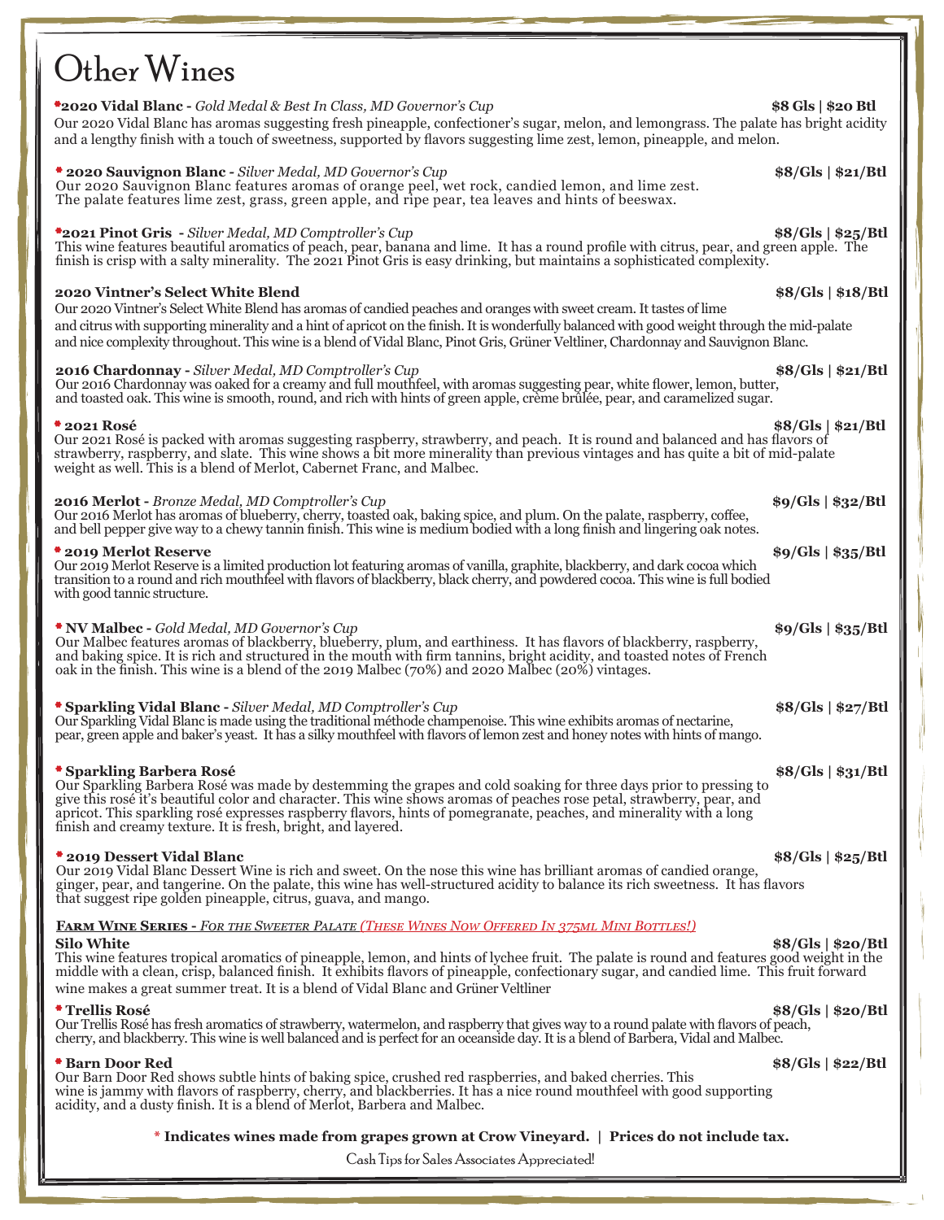# Other Wines

**\*2020 Vidal Blanc** - *Gold Medal & Best In Class, MD Governor's Cup* **$8 Gls | $20 Btl**

Our 2020 Vidal Blanc has aromas suggesting fresh pineapple, confectioner's sugar, melon, and lemongrass. The palate has bright acidity and a lengthy finish with a touch of sweetness, supported by flavors suggesting lime zest, lemon, pineapple, and melon.

**\* 2020 Sauvignon Blanc** - *Silver Medal, MD Governor's Cup* **$8/Gls | $21/Btl**

Our 2020 Sauvignon Blanc features aromas of orange peel, wet rock, candied lemon, and lime zest. The palate features lime zest, grass, green apple, and ripe pear, tea leaves and hints of beeswax.

**\*2021 Pinot Gris** - *Silver Medal, MD Comptroller's Cup* **$8/Gls | $25/Btl**

This wine features beautiful aromatics of peach, pear, banana and lime. It has a round profile with citrus, pear, and green apple. The finish is crisp with a salty minerality. The 2021 Pinot Gris is easy drinking, but maintains a sophisticated complexity.

**2020 Vintner's Select White Blend** **$8/Gls | $18/Btl**

Our 2020 Vintner's Select White Blend has aromas of candied peaches and oranges with sweet cream. It tastes of lime and citrus with supporting minerality and a hint of apricot on the finish. It is wonderfully balanced with good weight through the mid-palate and nice complexity throughout. This wine is a blend of Vidal Blanc, Pinot Gris, Grüner Veltliner, Chardonnay and Sauvignon Blanc.

**2016 Chardonnay** - *Silver Medal, MD Comptroller's Cup* **$8/Gls | $21/Btl**

Our 2016 Chardonnay was oaked for a creamy and full mouthfeel, with aromas suggesting pear, white flower, lemon, butter, and toasted oak. This wine is smooth, round, and rich with hints of green apple, crème brûlée, pear, and caramelized sugar.

**\* 2021 Rosé** **$8/Gls | $21/Btl**

Our 2021 Rosé is packed with aromas suggesting raspberry, strawberry, and peach. It is round and balanced and has flavors of strawberry, raspberry, and slate. This wine shows a bit more minerality than previous vintages and has quite a bit of mid-palate weight as well. This is a blend of Merlot, Cabernet Franc, and Malbec.

**2016 Merlot** - *Bronze Medal, MD Comptroller's Cup* **$9/Gls | $32/Btl**

Our 2016 Merlot has aromas of blueberry, cherry, toasted oak, baking spice, and plum. On the palate, raspberry, coffee, and bell pepper give way to a chewy tannin finish. This wine is medium bodied with a long finish and lingering oak notes.

**\* 2019 Merlot Reserve** **$9/Gls | $35/Btl**

Our 2019 Merlot Reserve is a limited production lot featuring aromas of vanilla, graphite, blackberry, and dark cocoa which transition to a round and rich mouthfeel with flavors of blackberry, black cherry, and powdered cocoa. This wine is full bodied with good tannic structure.

**\* NV Malbec** - *Gold Medal, MD Governor's Cup* **$9/Gls | $35/Btl**

Our Malbec features aromas of blackberry, blueberry, plum, and earthiness. It has flavors of blackberry, raspberry, and baking spice. It is rich and structured in the mouth with firm tannins, bright acidity, and toasted notes of French oak in the finish. This wine is a blend of the 2019 Malbec (70%) and 2020 Malbec (20%) vintages.

**\* Sparkling Vidal Blanc** - *Silver Medal, MD Comptroller's Cup* **$8/Gls | $27/Btl**

Our Sparkling Vidal Blanc is made using the traditional méthode champenoise. This wine exhibits aromas of nectarine, pear, green apple and baker's yeast. It has a silky mouthfeel with flavors of lemon zest and honey notes with hints of mango.

**\* Sparkling Barbera Rosé** **$8/Gls | $31/Btl**

Our Sparkling Barbera Rosé was made by destemming the grapes and cold soaking for three days prior to pressing to give this rosé it's beautiful color and character. This wine shows aromas of peaches rose petal, strawberry, pear, and apricot. This sparkling rosé expresses raspberry flavors, hints of pomegranate, peaches, and minerality with a long finish and creamy texture. It is fresh, bright, and layered.

**\* 2019 Dessert Vidal Blanc** **$8/Gls | $25/Btl**

Our 2019 Vidal Blanc Dessert Wine is rich and sweet. On the nose this wine has brilliant aromas of candied orange, ginger, pear, and tangerine. On the palate, this wine has well-structured acidity to balance its rich sweetness. It has flavors that suggest ripe golden pineapple, citrus, guava, and mango.

**FARM WINE SERIES** - *FOR THE SWEETER PALATE (THESE WINES NOW OFFERED IN 375ML MINI BOTTLES!)*

**Silo White** **$8/Gls | $20/Btl**

This wine features tropical aromatics of pineapple, lemon, and hints of lychee fruit. The palate is round and features good weight in the middle with a clean, crisp, balanced finish. It exhibits flavors of pineapple, confectionary sugar, and candied lime. This fruit forward wine makes a great summer treat. It is a blend of Vidal Blanc and Grüner Veltliner

**\* Trellis Rosé** **$8/Gls | $20/Btl**

Our Trellis Rosé has fresh aromatics of strawberry, watermelon, and raspberry that gives way to a round palate with flavors of peach, cherry, and blackberry. This wine is well balanced and is perfect for an oceanside day. It is a blend of Barbera, Vidal and Malbec.

**\* Barn Door Red** **$8/Gls | $22/Btl**

Our Barn Door Red shows subtle hints of baking spice, crushed red raspberries, and baked cherries. This wine is jammy with flavors of raspberry, cherry, and blackberries. It has a nice round mouthfeel with good supporting acidity, and a dusty finish. It is a blend of Merlot, Barbera and Malbec.

**\* Indicates wines made from grapes grown at Crow Vineyard. | Prices do not include tax.**

Cash Tips for Sales Associates Appreciated!